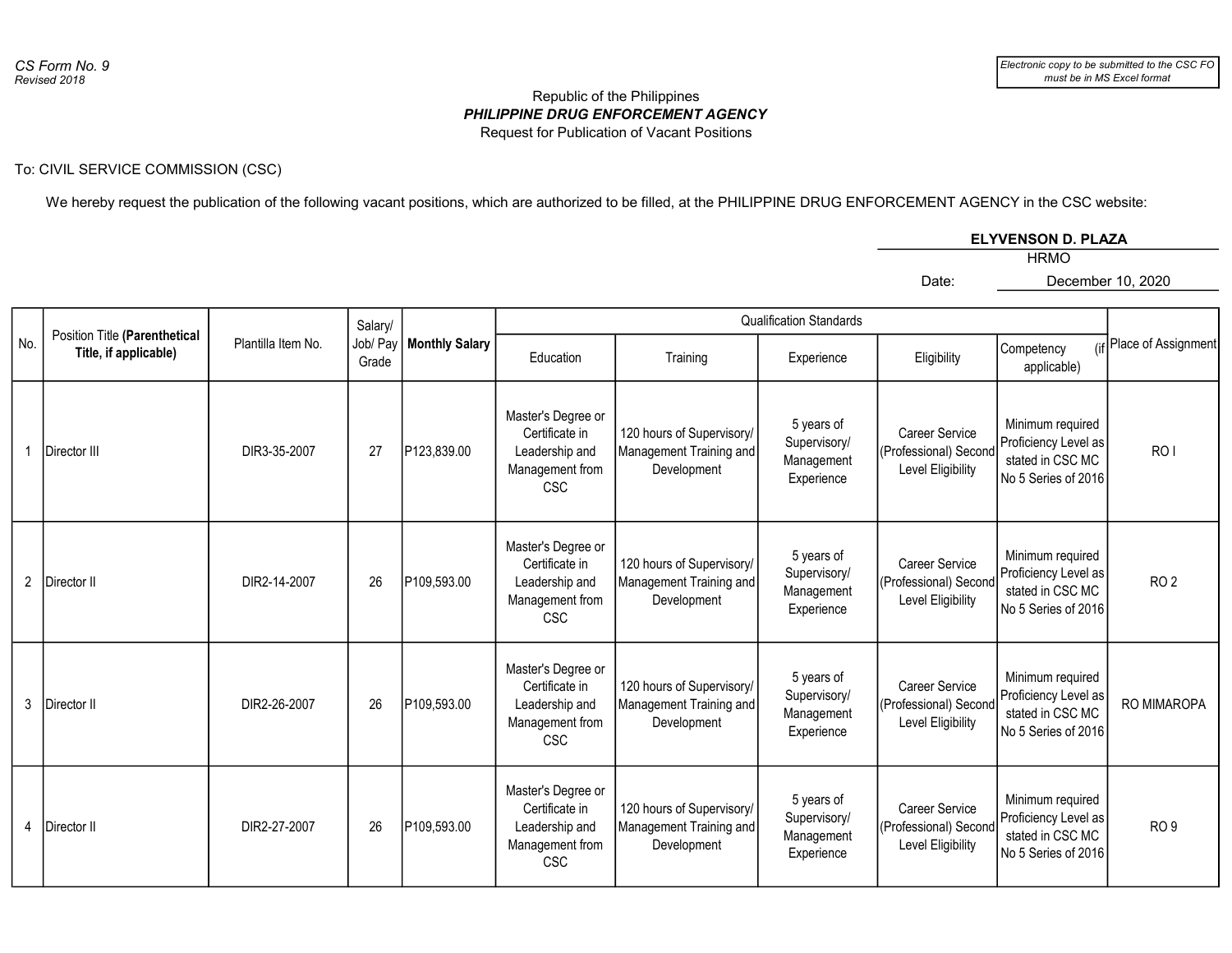*CS Form No. 9*
*Revised 2018*

*Electronic copy to be submitted to the CSC FO must be in MS Excel format*

Republic of the Philippines
***PHILIPPINE DRUG ENFORCEMENT AGENCY***
Request for Publication of Vacant Positions

To: CIVIL SERVICE COMMISSION (CSC)

We hereby request the publication of the following vacant positions, which are authorized to be filled, at the PHILIPPINE DRUG ENFORCEMENT AGENCY in the CSC website:

**ELYVENSON D. PLAZA**
HRMO

Date: December 10, 2020

| No. | Position Title **(Parenthetical Title, if applicable)** | Plantilla Item No. | Salary/ Job/ Pay Grade | **Monthly Salary** | Qualification Standards | | | | | Place of Assignment |
|---|---|---|---|---|---|---|---|---|---|---|
| | | | | | Education | Training | Experience | Eligibility | Competency (if applicable) | |
| 1 | Director III | DIR3-35-2007 | 27 | P123,839.00 | Master's Degree or Certificate in Leadership and Management from CSC | 120 hours of Supervisory/ Management Training and Development | 5 years of Supervisory/ Management Experience | Career Service (Professional) Second Level Eligibility | Minimum required Proficiency Level as stated in CSC MC No 5 Series of 2016 | RO I |
| 2 | Director II | DIR2-14-2007 | 26 | P109,593.00 | Master's Degree or Certificate in Leadership and Management from CSC | 120 hours of Supervisory/ Management Training and Development | 5 years of Supervisory/ Management Experience | Career Service (Professional) Second Level Eligibility | Minimum required Proficiency Level as stated in CSC MC No 5 Series of 2016 | RO 2 |
| 3 | Director II | DIR2-26-2007 | 26 | P109,593.00 | Master's Degree or Certificate in Leadership and Management from CSC | 120 hours of Supervisory/ Management Training and Development | 5 years of Supervisory/ Management Experience | Career Service (Professional) Second Level Eligibility | Minimum required Proficiency Level as stated in CSC MC No 5 Series of 2016 | RO MIMAROPA |
| 4 | Director II | DIR2-27-2007 | 26 | P109,593.00 | Master's Degree or Certificate in Leadership and Management from CSC | 120 hours of Supervisory/ Management Training and Development | 5 years of Supervisory/ Management Experience | Career Service (Professional) Second Level Eligibility | Minimum required Proficiency Level as stated in CSC MC No 5 Series of 2016 | RO 9 |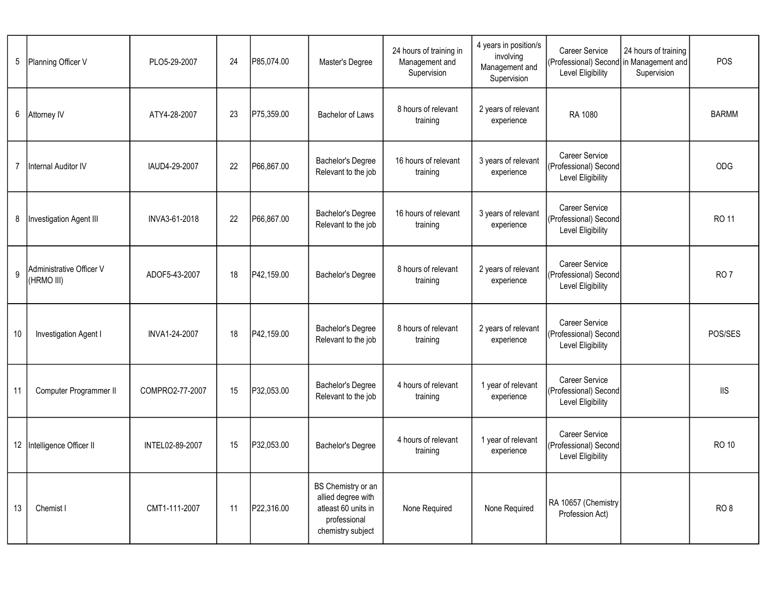| | | | | | | | | | | |
|---|---|---|---|---|---|---|---|---|---|---|
| 5 | Planning Officer V | PLO5-29-2007 | 24 | P85,074.00 | Master's Degree | 24 hours of training in Management and Supervision | 4 years in position/s involving Management and Supervision | Career Service (Professional) Second Level Eligibility | 24 hours of training in Management and Supervision | POS |
| 6 | Attorney IV | ATY4-28-2007 | 23 | P75,359.00 | Bachelor of Laws | 8 hours of relevant training | 2 years of relevant experience | RA 1080 | | BARMM |
| 7 | Internal Auditor IV | IAUD4-29-2007 | 22 | P66,867.00 | Bachelor's Degree Relevant to the job | 16 hours of relevant training | 3 years of relevant experience | Career Service (Professional) Second Level Eligibility | | ODG |
| 8 | Investigation Agent III | INVA3-61-2018 | 22 | P66,867.00 | Bachelor's Degree Relevant to the job | 16 hours of relevant training | 3 years of relevant experience | Career Service (Professional) Second Level Eligibility | | RO 11 |
| 9 | Administrative Officer V (HRMO III) | ADOF5-43-2007 | 18 | P42,159.00 | Bachelor's Degree | 8 hours of relevant training | 2 years of relevant experience | Career Service (Professional) Second Level Eligibility | | RO 7 |
| 10 | Investigation Agent I | INVA1-24-2007 | 18 | P42,159.00 | Bachelor's Degree Relevant to the job | 8 hours of relevant training | 2 years of relevant experience | Career Service (Professional) Second Level Eligibility | | POS/SES |
| 11 | Computer Programmer II | COMPRO2-77-2007 | 15 | P32,053.00 | Bachelor's Degree Relevant to the job | 4 hours of relevant training | 1 year of relevant experience | Career Service (Professional) Second Level Eligibility | | IIS |
| 12 | Intelligence Officer II | INTEL02-89-2007 | 15 | P32,053.00 | Bachelor's Degree | 4 hours of relevant training | 1 year of relevant experience | Career Service (Professional) Second Level Eligibility | | RO 10 |
| 13 | Chemist I | CMT1-111-2007 | 11 | P22,316.00 | BS Chemistry or an allied degree with atleast 60 units in professional chemistry subject | None Required | None Required | RA 10657 (Chemistry Profession Act) | | RO 8 |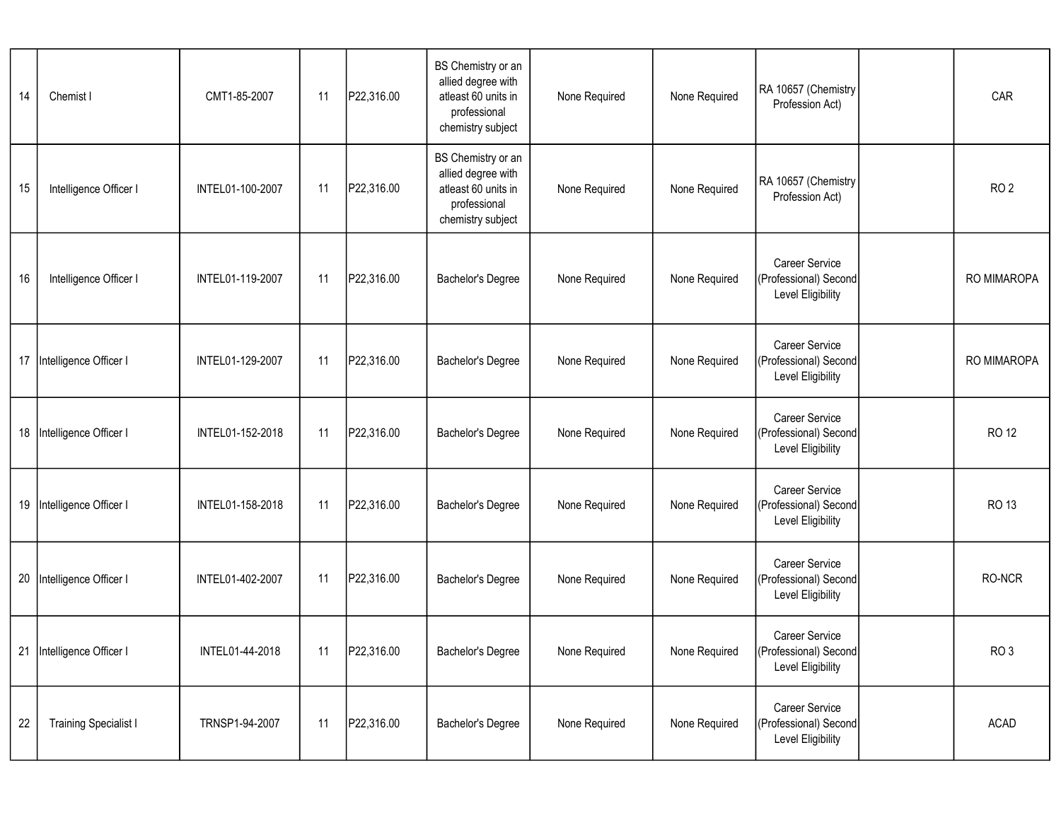| | | | | | | | | | | |
|---|---|---|---|---|---|---|---|---|---|---|
| 14 | Chemist I | CMT1-85-2007 | 11 | P22,316.00 | BS Chemistry or an allied degree with atleast 60 units in professional chemistry subject | None Required | None Required | RA 10657 (Chemistry Profession Act) | | CAR |
| 15 | Intelligence Officer I | INTEL01-100-2007 | 11 | P22,316.00 | BS Chemistry or an allied degree with atleast 60 units in professional chemistry subject | None Required | None Required | RA 10657 (Chemistry Profession Act) | | RO 2 |
| 16 | Intelligence Officer I | INTEL01-119-2007 | 11 | P22,316.00 | Bachelor's Degree | None Required | None Required | Career Service (Professional) Second Level Eligibility | | RO MIMAROPA |
| 17 | Intelligence Officer I | INTEL01-129-2007 | 11 | P22,316.00 | Bachelor's Degree | None Required | None Required | Career Service (Professional) Second Level Eligibility | | RO MIMAROPA |
| 18 | Intelligence Officer I | INTEL01-152-2018 | 11 | P22,316.00 | Bachelor's Degree | None Required | None Required | Career Service (Professional) Second Level Eligibility | | RO 12 |
| 19 | Intelligence Officer I | INTEL01-158-2018 | 11 | P22,316.00 | Bachelor's Degree | None Required | None Required | Career Service (Professional) Second Level Eligibility | | RO 13 |
| 20 | Intelligence Officer I | INTEL01-402-2007 | 11 | P22,316.00 | Bachelor's Degree | None Required | None Required | Career Service (Professional) Second Level Eligibility | | RO-NCR |
| 21 | Intelligence Officer I | INTEL01-44-2018 | 11 | P22,316.00 | Bachelor's Degree | None Required | None Required | Career Service (Professional) Second Level Eligibility | | RO 3 |
| 22 | Training Specialist I | TRNSP1-94-2007 | 11 | P22,316.00 | Bachelor's Degree | None Required | None Required | Career Service (Professional) Second Level Eligibility | | ACAD |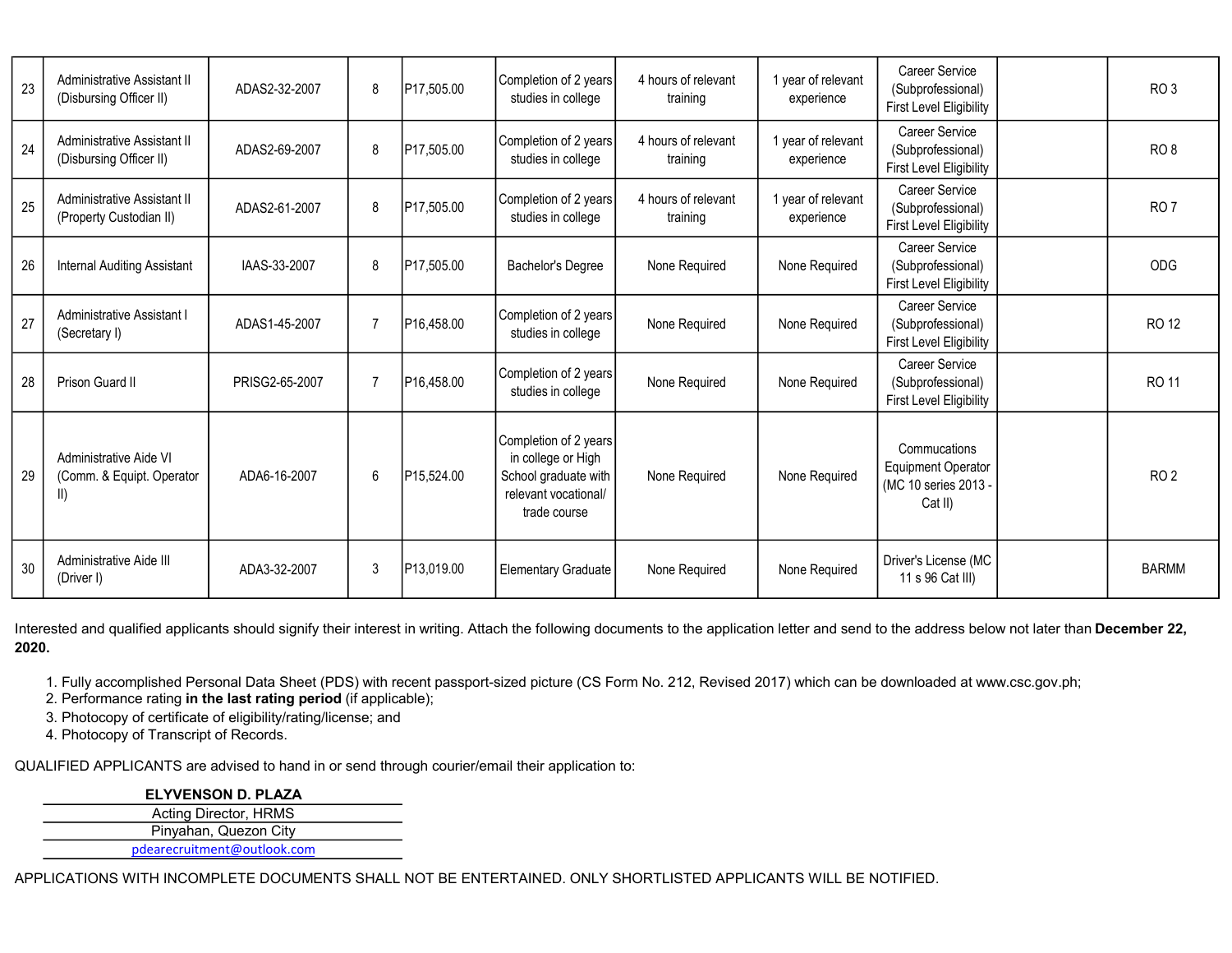| | | | | | | | | | | |
|---|---|---|---|---|---|---|---|---|---|---|
| 23 | Administrative Assistant II (Disbursing Officer II) | ADAS2-32-2007 | 8 | P17,505.00 | Completion of 2 years studies in college | 4 hours of relevant training | 1 year of relevant experience | Career Service (Subprofessional) First Level Eligibility | | RO 3 |
| 24 | Administrative Assistant II (Disbursing Officer II) | ADAS2-69-2007 | 8 | P17,505.00 | Completion of 2 years studies in college | 4 hours of relevant training | 1 year of relevant experience | Career Service (Subprofessional) First Level Eligibility | | RO 8 |
| 25 | Administrative Assistant II (Property Custodian II) | ADAS2-61-2007 | 8 | P17,505.00 | Completion of 2 years studies in college | 4 hours of relevant training | 1 year of relevant experience | Career Service (Subprofessional) First Level Eligibility | | RO 7 |
| 26 | Internal Auditing Assistant | IAAS-33-2007 | 8 | P17,505.00 | Bachelor's Degree | None Required | None Required | Career Service (Subprofessional) First Level Eligibility | | ODG |
| 27 | Administrative Assistant I (Secretary I) | ADAS1-45-2007 | 7 | P16,458.00 | Completion of 2 years studies in college | None Required | None Required | Career Service (Subprofessional) First Level Eligibility | | RO 12 |
| 28 | Prison Guard II | PRISG2-65-2007 | 7 | P16,458.00 | Completion of 2 years studies in college | None Required | None Required | Career Service (Subprofessional) First Level Eligibility | | RO 11 |
| 29 | Administrative Aide VI (Comm. & Equipt. Operator II) | ADA6-16-2007 | 6 | P15,524.00 | Completion of 2 years in college or High School graduate with relevant vocational/ trade course | None Required | None Required | Commucations Equipment Operator (MC 10 series 2013 - Cat II) | | RO 2 |
| 30 | Administrative Aide III (Driver I) | ADA3-32-2007 | 3 | P13,019.00 | Elementary Graduate | None Required | None Required | Driver's License (MC 11 s 96 Cat III) | | BARMM |

Interested and qualified applicants should signify their interest in writing. Attach the following documents to the application letter and send to the address below not later than **December 22, 2020.**

1. Fully accomplished Personal Data Sheet (PDS) with recent passport-sized picture (CS Form No. 212, Revised 2017) which can be downloaded at www.csc.gov.ph;
2. Performance rating **in the last rating period** (if applicable);
3. Photocopy of certificate of eligibility/rating/license; and
4. Photocopy of Transcript of Records.

QUALIFIED APPLICANTS are advised to hand in or send through courier/email their application to:

**ELYVENSON D. PLAZA**
Acting Director, HRMS
Pinyahan, Quezon City
pdearecruitment@outlook.com

APPLICATIONS WITH INCOMPLETE DOCUMENTS SHALL NOT BE ENTERTAINED. ONLY SHORTLISTED APPLICANTS WILL BE NOTIFIED.